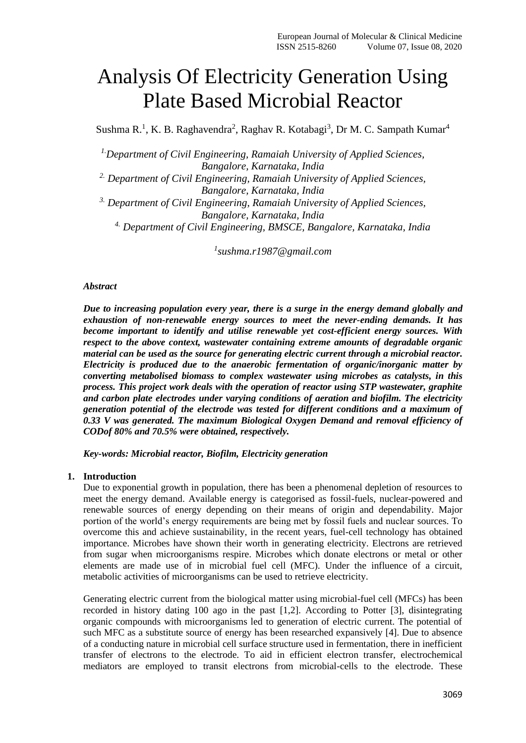# Analysis Of Electricity Generation Using Plate Based Microbial Reactor

Sushma R.[1], K. B. Raghavendra[2], Raghav R. Kotabagi[3], Dr M. C. Sampath Kumar[4]

*[1.]Department of Civil Engineering, Ramaiah University of Applied Sciences, Bangalore, Karnataka, India*
*[2.] Department of Civil Engineering, Ramaiah University of Applied Sciences, Bangalore, Karnataka, India*
*[3.] Department of Civil Engineering, Ramaiah University of Applied Sciences, Bangalore, Karnataka, India*
*[4.] Department of Civil Engineering, BMSCE, Bangalore, Karnataka, India*

*[1]sushma.r1987@gmail.com*

***Abstract***

***Due to increasing population every year, there is a surge in the energy demand globally and exhaustion of non-renewable energy sources to meet the never-ending demands. It has become important to identify and utilise renewable yet cost-efficient energy sources. With respect to the above context, wastewater containing extreme amounts of degradable organic material can be used as the source for generating electric current through a microbial reactor. Electricity is produced due to the anaerobic fermentation of organic/inorganic matter by converting metabolised biomass to complex wastewater using microbes as catalysts, in this process. This project work deals with the operation of reactor using STP wastewater, graphite and carbon plate electrodes under varying conditions of aeration and biofilm. The electricity generation potential of the electrode was tested for different conditions and a maximum of 0.33 V was generated. The maximum Biological Oxygen Demand and removal efficiency of CODof 80% and 70.5% were obtained, respectively.***

***Key-words: Microbial reactor, Biofilm, Electricity generation***

## 1. Introduction

Due to exponential growth in population, there has been a phenomenal depletion of resources to meet the energy demand. Available energy is categorised as fossil-fuels, nuclear-powered and renewable sources of energy depending on their means of origin and dependability. Major portion of the world's energy requirements are being met by fossil fuels and nuclear sources. To overcome this and achieve sustainability, in the recent years, fuel-cell technology has obtained importance. Microbes have shown their worth in generating electricity. Electrons are retrieved from sugar when microorganisms respire. Microbes which donate electrons or metal or other elements are made use of in microbial fuel cell (MFC). Under the influence of a circuit, metabolic activities of microorganisms can be used to retrieve electricity.

Generating electric current from the biological matter using microbial-fuel cell (MFCs) has been recorded in history dating 100 ago in the past [1,2]. According to Potter [3], disintegrating organic compounds with microorganisms led to generation of electric current. The potential of such MFC as a substitute source of energy has been researched expansively [4]. Due to absence of a conducting nature in microbial cell surface structure used in fermentation, there in inefficient transfer of electrons to the electrode. To aid in efficient electron transfer, electrochemical mediators are employed to transit electrons from microbial-cells to the electrode. These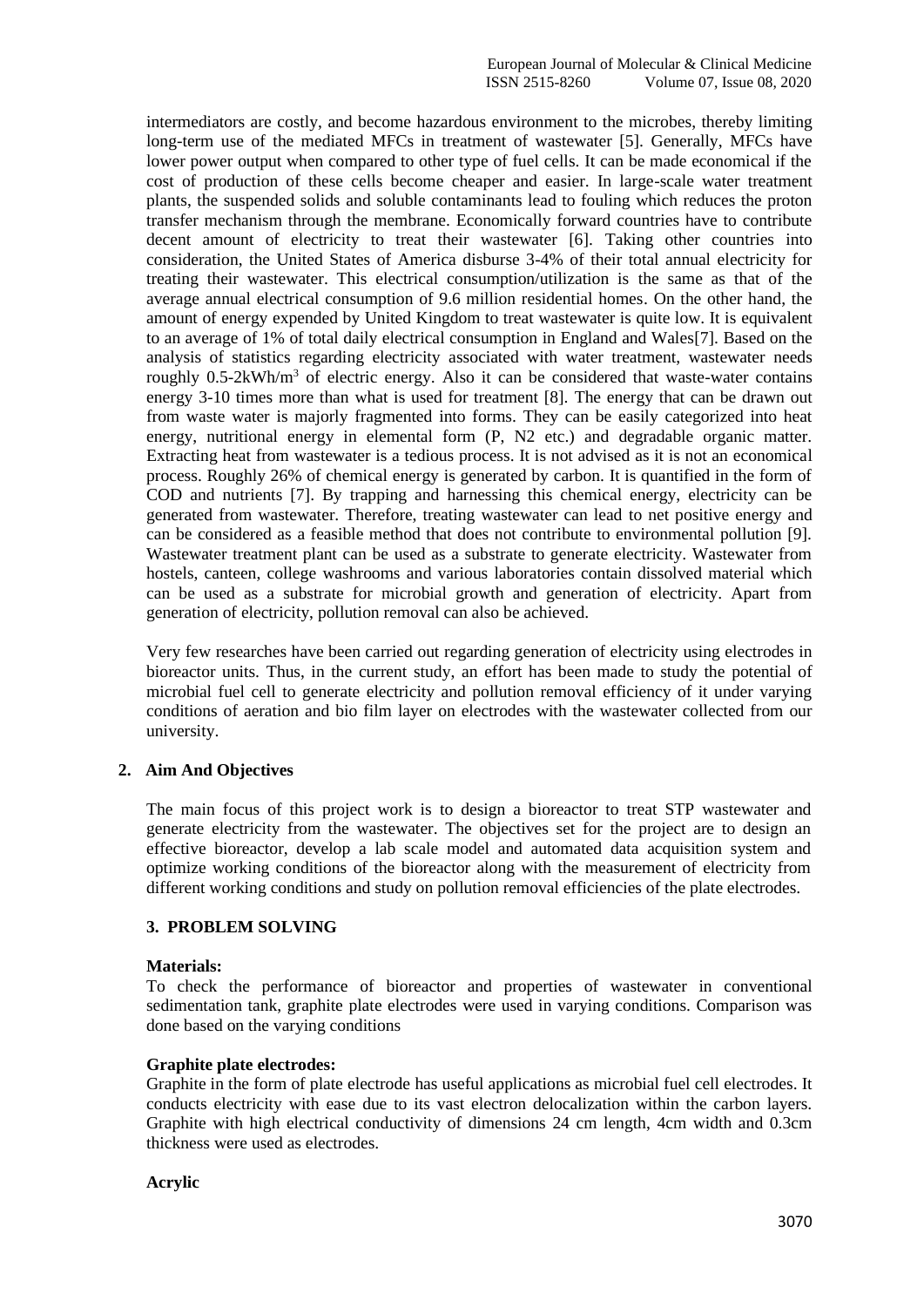intermediators are costly, and become hazardous environment to the microbes, thereby limiting long-term use of the mediated MFCs in treatment of wastewater [5]. Generally, MFCs have lower power output when compared to other type of fuel cells. It can be made economical if the cost of production of these cells become cheaper and easier. In large-scale water treatment plants, the suspended solids and soluble contaminants lead to fouling which reduces the proton transfer mechanism through the membrane. Economically forward countries have to contribute decent amount of electricity to treat their wastewater [6]. Taking other countries into consideration, the United States of America disburse 3-4% of their total annual electricity for treating their wastewater. This electrical consumption/utilization is the same as that of the average annual electrical consumption of 9.6 million residential homes. On the other hand, the amount of energy expended by United Kingdom to treat wastewater is quite low. It is equivalent to an average of 1% of total daily electrical consumption in England and Wales[7]. Based on the analysis of statistics regarding electricity associated with water treatment, wastewater needs roughly 0.5-2kWh/$m^3$ of electric energy. Also it can be considered that waste-water contains energy 3-10 times more than what is used for treatment [8]. The energy that can be drawn out from waste water is majorly fragmented into forms. They can be easily categorized into heat energy, nutritional energy in elemental form (P, N2 etc.) and degradable organic matter. Extracting heat from wastewater is a tedious process. It is not advised as it is not an economical process. Roughly 26% of chemical energy is generated by carbon. It is quantified in the form of COD and nutrients [7]. By trapping and harnessing this chemical energy, electricity can be generated from wastewater. Therefore, treating wastewater can lead to net positive energy and can be considered as a feasible method that does not contribute to environmental pollution [9]. Wastewater treatment plant can be used as a substrate to generate electricity. Wastewater from hostels, canteen, college washrooms and various laboratories contain dissolved material which can be used as a substrate for microbial growth and generation of electricity. Apart from generation of electricity, pollution removal can also be achieved.

Very few researches have been carried out regarding generation of electricity using electrodes in bioreactor units. Thus, in the current study, an effort has been made to study the potential of microbial fuel cell to generate electricity and pollution removal efficiency of it under varying conditions of aeration and bio film layer on electrodes with the wastewater collected from our university.

## 2. Aim And Objectives

The main focus of this project work is to design a bioreactor to treat STP wastewater and generate electricity from the wastewater. The objectives set for the project are to design an effective bioreactor, develop a lab scale model and automated data acquisition system and optimize working conditions of the bioreactor along with the measurement of electricity from different working conditions and study on pollution removal efficiencies of the plate electrodes.

## 3. PROBLEM SOLVING

**Materials:**

To check the performance of bioreactor and properties of wastewater in conventional sedimentation tank, graphite plate electrodes were used in varying conditions. Comparison was done based on the varying conditions

**Graphite plate electrodes:**

Graphite in the form of plate electrode has useful applications as microbial fuel cell electrodes. It conducts electricity with ease due to its vast electron delocalization within the carbon layers. Graphite with high electrical conductivity of dimensions 24 cm length, 4cm width and 0.3cm thickness were used as electrodes.

**Acrylic**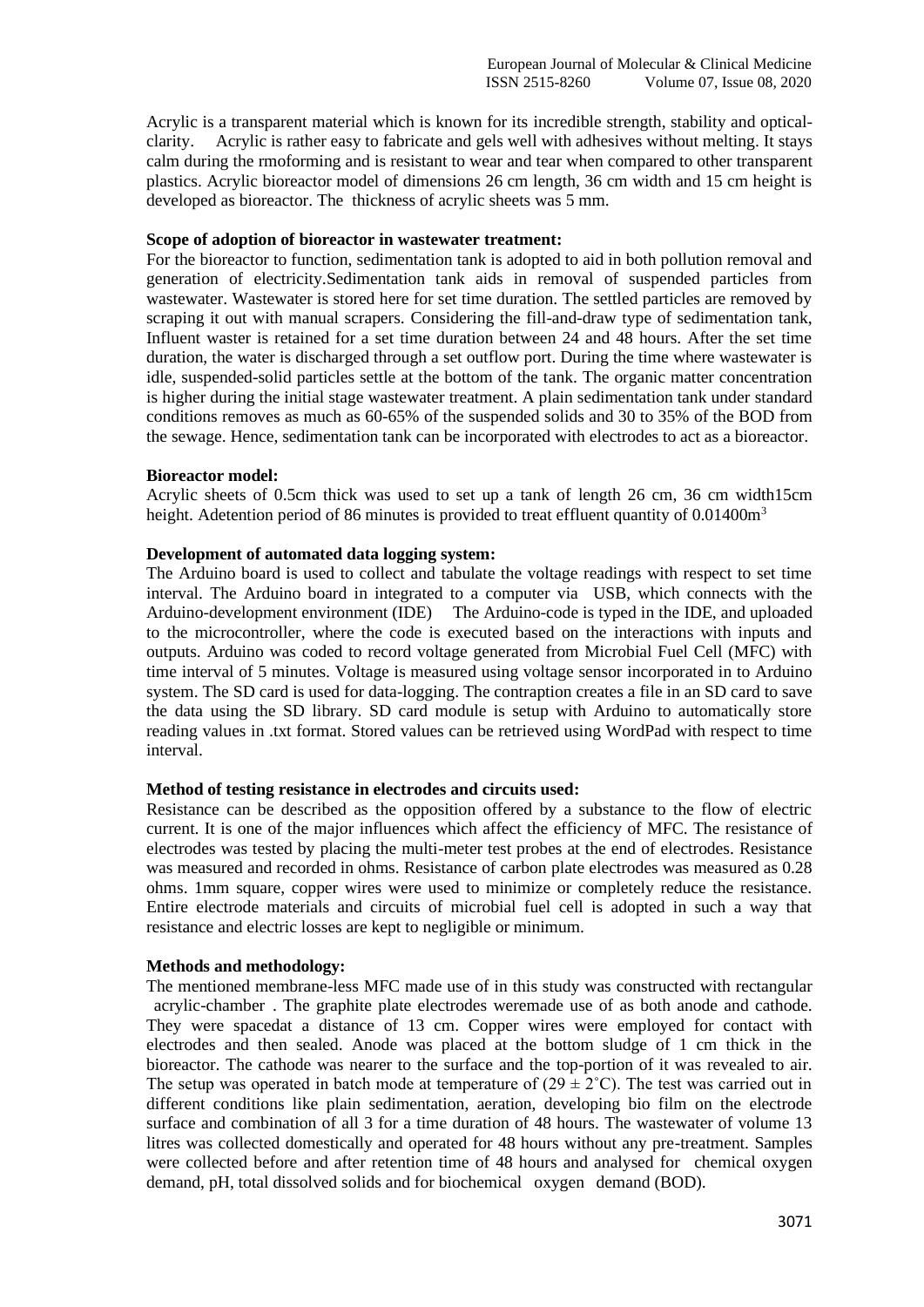Acrylic is a transparent material which is known for its incredible strength, stability and optical-clarity. Acrylic is rather easy to fabricate and gels well with adhesives without melting. It stays calm during the rmoforming and is resistant to wear and tear when compared to other transparent plastics. Acrylic bioreactor model of dimensions 26 cm length, 36 cm width and 15 cm height is developed as bioreactor. The thickness of acrylic sheets was 5 mm.

**Scope of adoption of bioreactor in wastewater treatment:**

For the bioreactor to function, sedimentation tank is adopted to aid in both pollution removal and generation of electricity.Sedimentation tank aids in removal of suspended particles from wastewater. Wastewater is stored here for set time duration. The settled particles are removed by scraping it out with manual scrapers. Considering the fill-and-draw type of sedimentation tank, Influent waster is retained for a set time duration between 24 and 48 hours. After the set time duration, the water is discharged through a set outflow port. During the time where wastewater is idle, suspended-solid particles settle at the bottom of the tank. The organic matter concentration is higher during the initial stage wastewater treatment. A plain sedimentation tank under standard conditions removes as much as 60-65% of the suspended solids and 30 to 35% of the BOD from the sewage. Hence, sedimentation tank can be incorporated with electrodes to act as a bioreactor.

**Bioreactor model:**

Acrylic sheets of 0.5cm thick was used to set up a tank of length 26 cm, 36 cm width15cm height. Adetention period of 86 minutes is provided to treat effluent quantity of 0.01400m$^3$

**Development of automated data logging system:**

The Arduino board is used to collect and tabulate the voltage readings with respect to set time interval. The Arduino board in integrated to a computer via USB, which connects with the Arduino-development environment (IDE) The Arduino-code is typed in the IDE, and uploaded to the microcontroller, where the code is executed based on the interactions with inputs and outputs. Arduino was coded to record voltage generated from Microbial Fuel Cell (MFC) with time interval of 5 minutes. Voltage is measured using voltage sensor incorporated in to Arduino system. The SD card is used for data-logging. The contraption creates a file in an SD card to save the data using the SD library. SD card module is setup with Arduino to automatically store reading values in .txt format. Stored values can be retrieved using WordPad with respect to time interval.

**Method of testing resistance in electrodes and circuits used:**

Resistance can be described as the opposition offered by a substance to the flow of electric current. It is one of the major influences which affect the efficiency of MFC. The resistance of electrodes was tested by placing the multi-meter test probes at the end of electrodes. Resistance was measured and recorded in ohms. Resistance of carbon plate electrodes was measured as 0.28 ohms. 1mm square, copper wires were used to minimize or completely reduce the resistance. Entire electrode materials and circuits of microbial fuel cell is adopted in such a way that resistance and electric losses are kept to negligible or minimum.

**Methods and methodology:**

The mentioned membrane-less MFC made use of in this study was constructed with rectangular acrylic-chamber . The graphite plate electrodes weremade use of as both anode and cathode. They were spacedat a distance of 13 cm. Copper wires were employed for contact with electrodes and then sealed. Anode was placed at the bottom sludge of 1 cm thick in the bioreactor. The cathode was nearer to the surface and the top-portion of it was revealed to air. The setup was operated in batch mode at temperature of ($29 \pm 2^{\circ}$C). The test was carried out in different conditions like plain sedimentation, aeration, developing bio film on the electrode surface and combination of all 3 for a time duration of 48 hours. The wastewater of volume 13 litres was collected domestically and operated for 48 hours without any pre-treatment. Samples were collected before and after retention time of 48 hours and analysed for chemical oxygen demand, pH, total dissolved solids and for biochemical oxygen demand (BOD).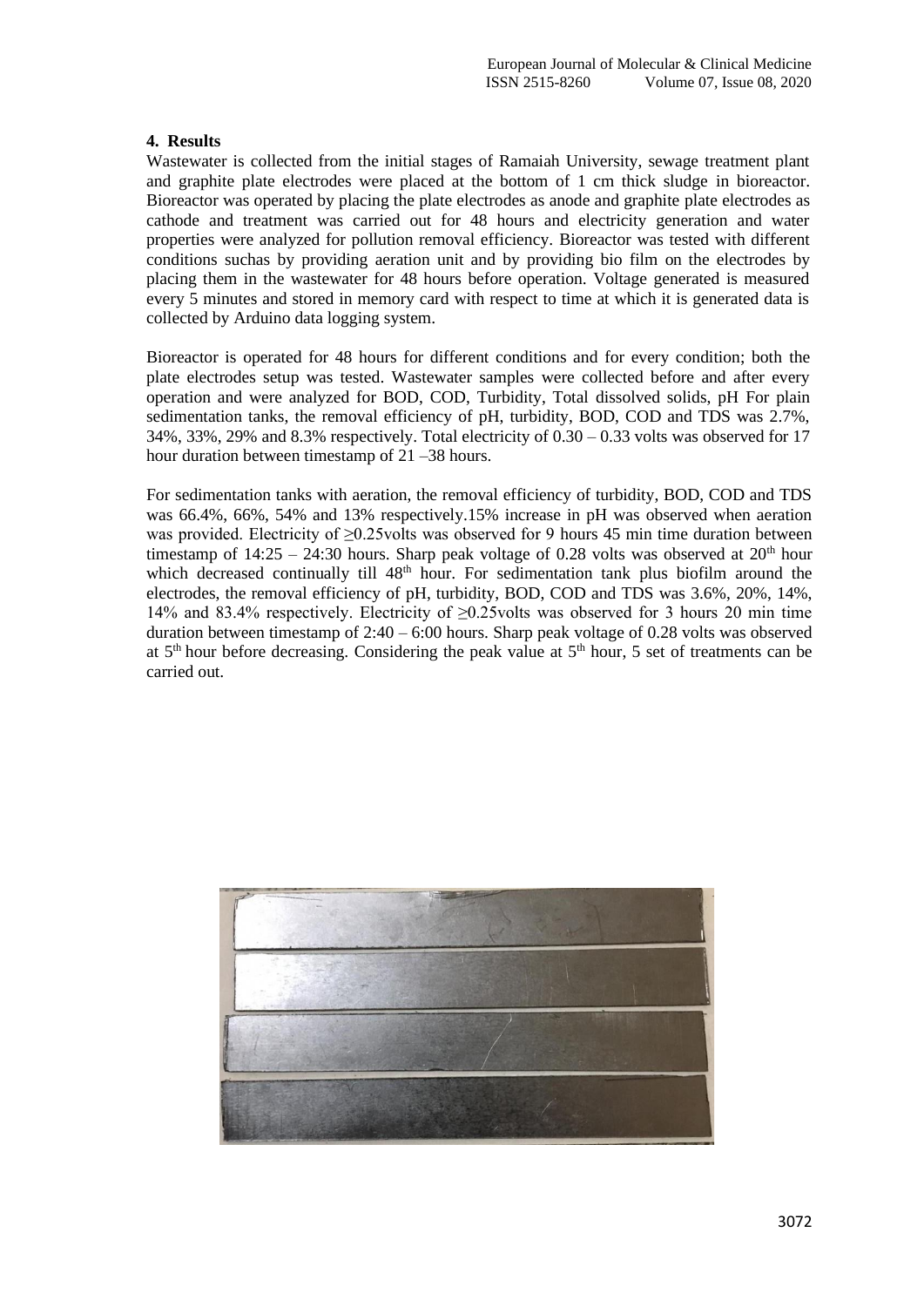## 4. Results

Wastewater is collected from the initial stages of Ramaiah University, sewage treatment plant and graphite plate electrodes were placed at the bottom of 1 cm thick sludge in bioreactor. Bioreactor was operated by placing the plate electrodes as anode and graphite plate electrodes as cathode and treatment was carried out for 48 hours and electricity generation and water properties were analyzed for pollution removal efficiency. Bioreactor was tested with different conditions suchas by providing aeration unit and by providing bio film on the electrodes by placing them in the wastewater for 48 hours before operation. Voltage generated is measured every 5 minutes and stored in memory card with respect to time at which it is generated data is collected by Arduino data logging system.

Bioreactor is operated for 48 hours for different conditions and for every condition; both the plate electrodes setup was tested. Wastewater samples were collected before and after every operation and were analyzed for BOD, COD, Turbidity, Total dissolved solids, pH For plain sedimentation tanks, the removal efficiency of pH, turbidity, BOD, COD and TDS was 2.7%, 34%, 33%, 29% and 8.3% respectively. Total electricity of 0.30 – 0.33 volts was observed for 17 hour duration between timestamp of 21 –38 hours.

For sedimentation tanks with aeration, the removal efficiency of turbidity, BOD, COD and TDS was 66.4%, 66%, 54% and 13% respectively.15% increase in pH was observed when aeration was provided. Electricity of ≥0.25volts was observed for 9 hours 45 min time duration between timestamp of 14:25 – 24:30 hours. Sharp peak voltage of 0.28 volts was observed at 20th hour which decreased continually till 48th hour. For sedimentation tank plus biofilm around the electrodes, the removal efficiency of pH, turbidity, BOD, COD and TDS was 3.6%, 20%, 14%, 14% and 83.4% respectively. Electricity of ≥0.25volts was observed for 3 hours 20 min time duration between timestamp of 2:40 – 6:00 hours. Sharp peak voltage of 0.28 volts was observed at 5th hour before decreasing. Considering the peak value at 5th hour, 5 set of treatments can be carried out.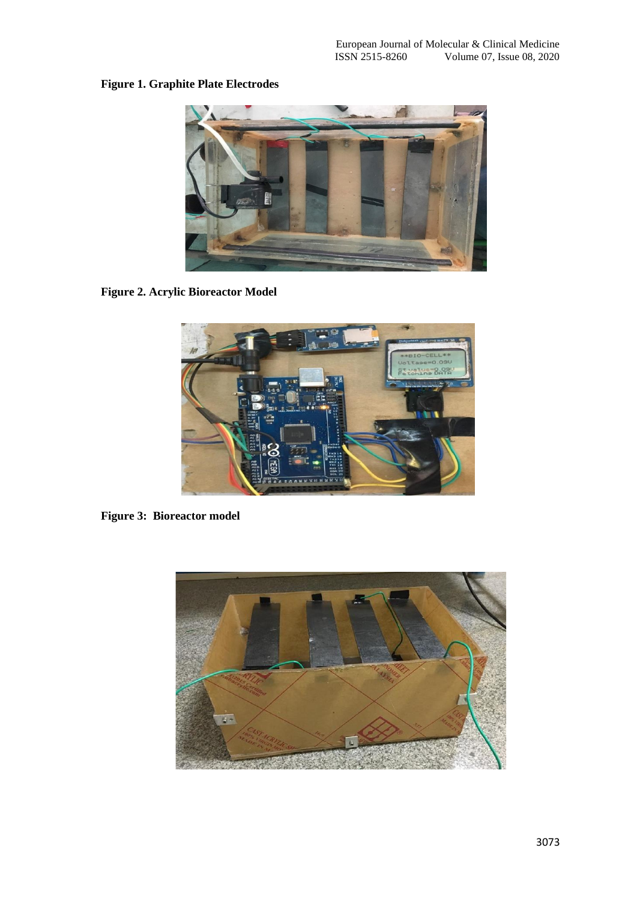**Figure 1. Graphite Plate Electrodes**

**Figure 2. Acrylic Bioreactor Model**

**Figure 3: Bioreactor model**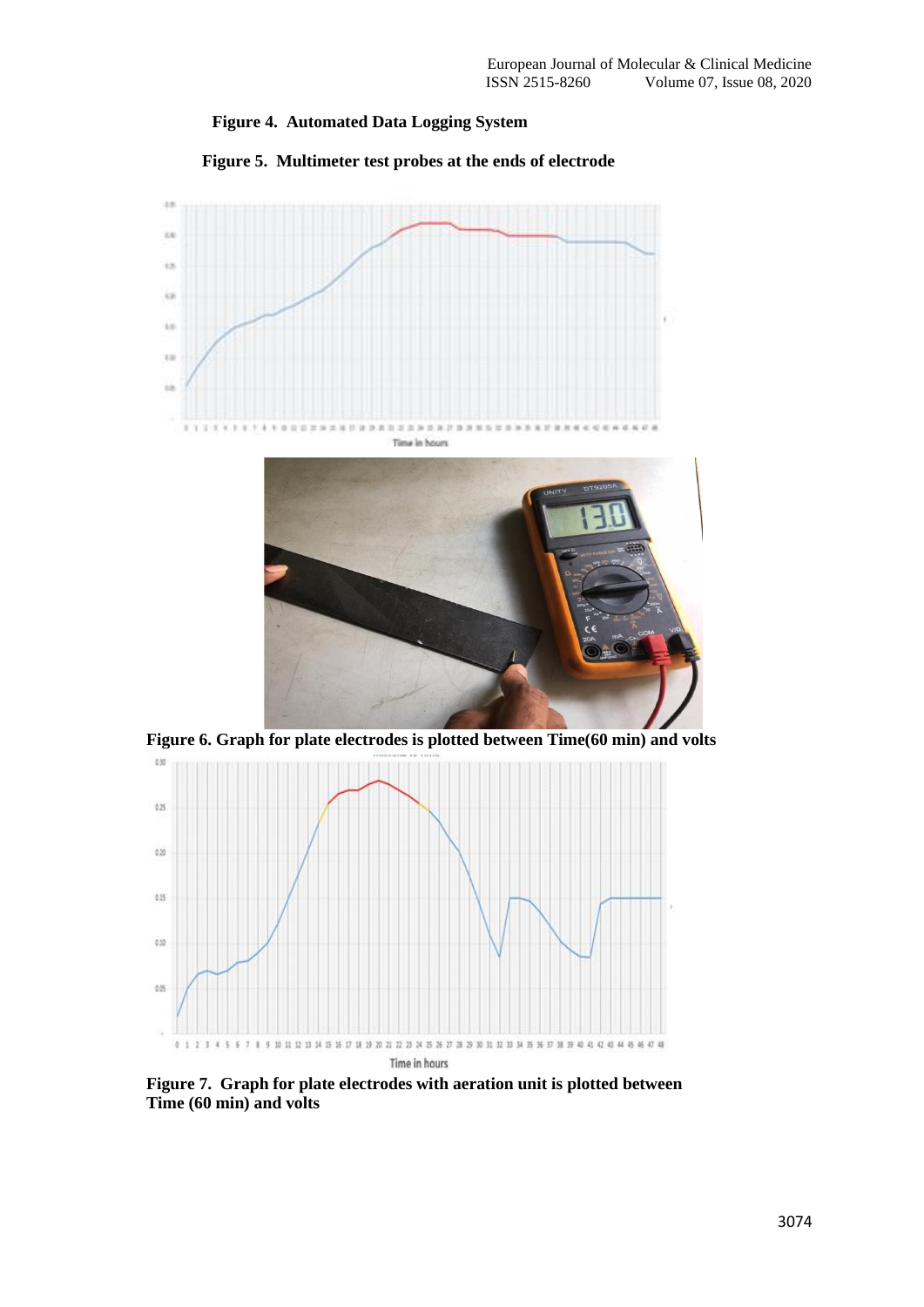**Figure 4. Automated Data Logging System**

**Figure 5. Multimeter test probes at the ends of electrode**

**Figure 6. Graph for plate electrodes is plotted between Time(60 min) and volts**

**Figure 7. Graph for plate electrodes with aeration unit is plotted between Time (60 min) and volts**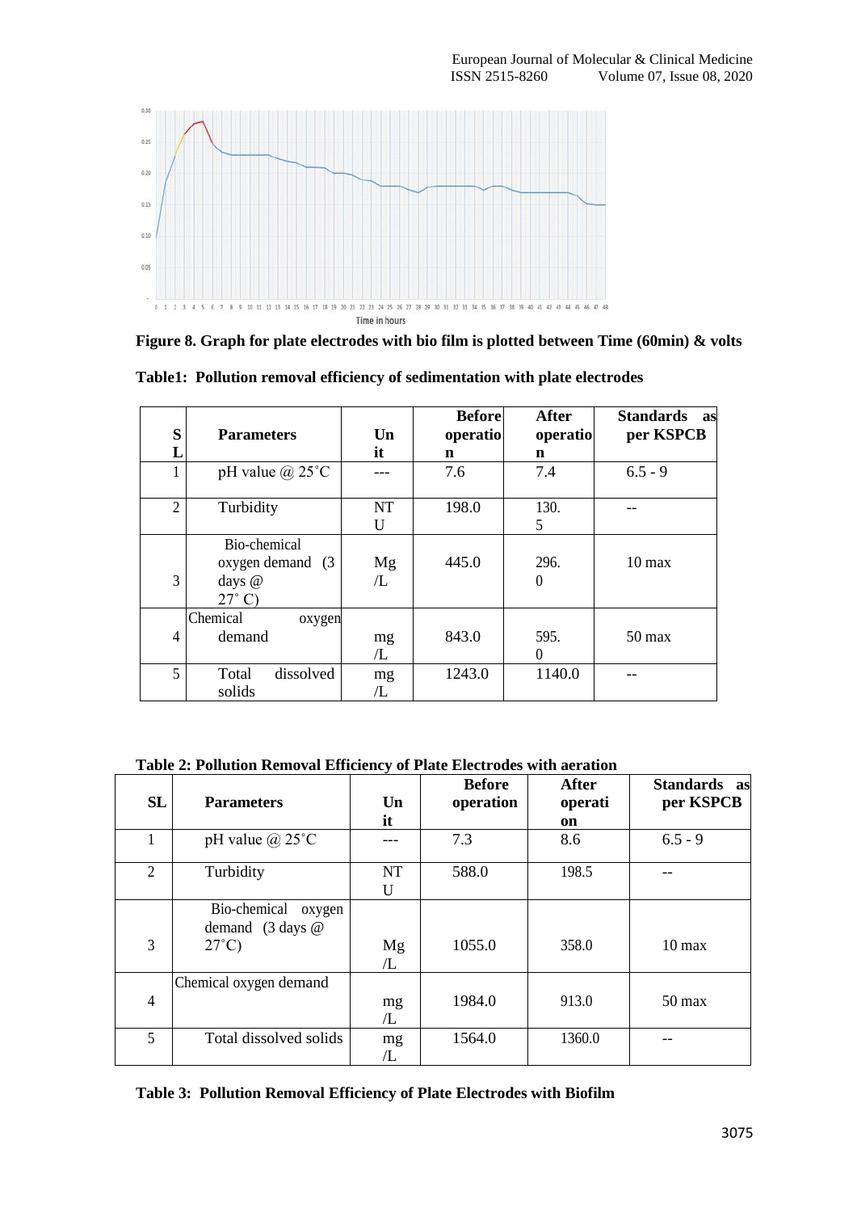**Figure 8. Graph for plate electrodes with bio film is plotted between Time (60min) & volts**

**Table1: Pollution removal efficiency of sedimentation with plate electrodes**

| SL | Parameters | Unit | Before operation | After operation | Standards as per KSPCB |
|---|---|---|---|---|---|
| 1 | pH value @ 25˚C | --- | 7.6 | 7.4 | 6.5 - 9 |
| 2 | Turbidity | NTU | 198.0 | 130.5 | -- |
| 3 | Bio-chemical oxygen demand (3 days @ 27˚ C) | Mg/L | 445.0 | 296.0 | 10 max |
| 4 | Chemical oxygen demand | mg/L | 843.0 | 595.0 | 50 max |
| 5 | Total dissolved solids | mg/L | 1243.0 | 1140.0 | -- |

**Table 2: Pollution Removal Efficiency of Plate Electrodes with aeration**

| SL | Parameters | Unit | Before operation | After operation | Standards as per KSPCB |
|---|---|---|---|---|---|
| 1 | pH value @ 25˚C | --- | 7.3 | 8.6 | 6.5 - 9 |
| 2 | Turbidity | NTU | 588.0 | 198.5 | -- |
| 3 | Bio-chemical oxygen demand (3 days @ 27˚C) | Mg/L | 1055.0 | 358.0 | 10 max |
| 4 | Chemical oxygen demand | mg/L | 1984.0 | 913.0 | 50 max |
| 5 | Total dissolved solids | mg/L | 1564.0 | 1360.0 | -- |

**Table 3: Pollution Removal Efficiency of Plate Electrodes with Biofilm**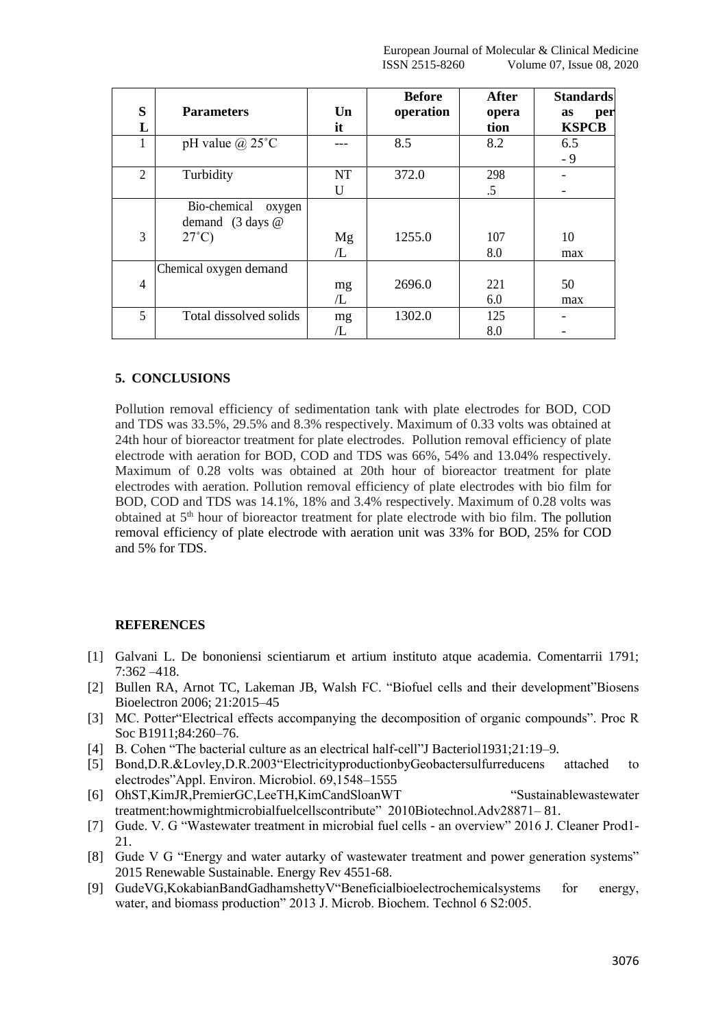| SL | Parameters | Unit | Before operation | After operation | Standards as per KSPCB |
|---|---|---|---|---|---|
| 1 | pH value @ 25˚C | --- | 8.5 | 8.2 | 6.5 - 9 |
| 2 | Turbidity | NTU | 372.0 | 298.5 | - - |
| 3 | Bio-chemical oxygen demand (3 days @ 27˚C) | Mg/L | 1255.0 | 1078.0 | 10 max |
| 4 | Chemical oxygen demand | mg/L | 2696.0 | 2216.0 | 50 max |
| 5 | Total dissolved solids | mg/L | 1302.0 | 1258.0 | - - |

## 5. CONCLUSIONS

Pollution removal efficiency of sedimentation tank with plate electrodes for BOD, COD and TDS was 33.5%, 29.5% and 8.3% respectively. Maximum of 0.33 volts was obtained at 24th hour of bioreactor treatment for plate electrodes. Pollution removal efficiency of plate electrode with aeration for BOD, COD and TDS was 66%, 54% and 13.04% respectively. Maximum of 0.28 volts was obtained at 20th hour of bioreactor treatment for plate electrodes with aeration. Pollution removal efficiency of plate electrodes with bio film for BOD, COD and TDS was 14.1%, 18% and 3.4% respectively. Maximum of 0.28 volts was obtained at 5th hour of bioreactor treatment for plate electrode with bio film. The pollution removal efficiency of plate electrode with aeration unit was 33% for BOD, 25% for COD and 5% for TDS.

## REFERENCES

[1] Galvani L. De bononiensi scientiarum et artium instituto atque academia. Comentarrii 1791; 7:362 –418.

[2] Bullen RA, Arnot TC, Lakeman JB, Walsh FC. "Biofuel cells and their development"Biosens Bioelectron 2006; 21:2015–45

[3] MC. Potter"Electrical effects accompanying the decomposition of organic compounds". Proc R Soc B1911;84:260–76.

[4] B. Cohen "The bacterial culture as an electrical half-cell"J Bacteriol1931;21:19–9.

[5] Bond,D.R.&Lovley,D.R.2003"ElectricityproductionbyGeobactersulfurreducens attached to electrodes"Appl. Environ. Microbiol. 69,1548–1555

[6] OhST,KimJR,PremierGC,LeeTH,KimCandSloanWT "Sustainablewastewater treatment:howmightmicrobialfuelcellscontribute" 2010Biotechnol.Adv28871– 81.

[7] Gude. V. G "Wastewater treatment in microbial fuel cells - an overview" 2016 J. Cleaner Prod1-21.

[8] Gude V G "Energy and water autarky of wastewater treatment and power generation systems" 2015 Renewable Sustainable. Energy Rev 4551-68.

[9] GudeVG,KokabianBandGadhamshettyV"Beneficialbioelectrochemicalsystems for energy, water, and biomass production" 2013 J. Microb. Biochem. Technol 6 S2:005.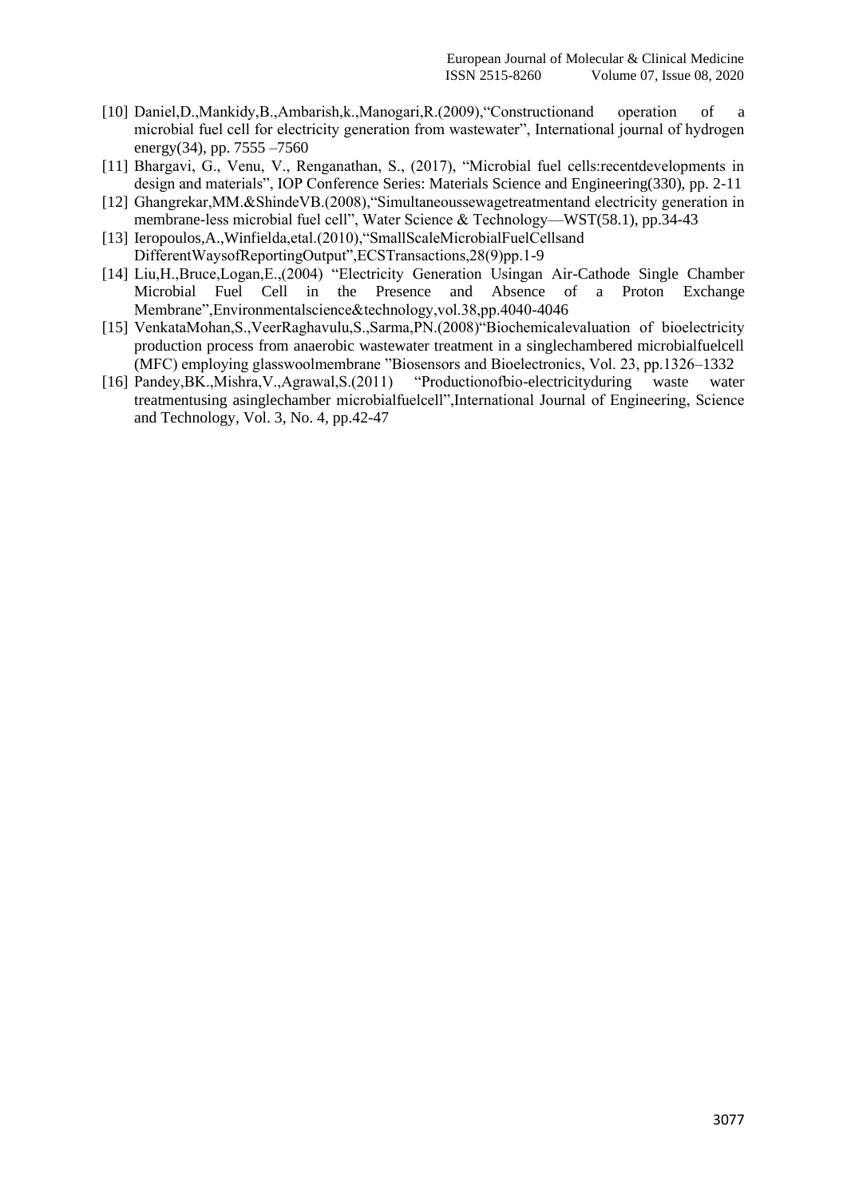[10] Daniel,D.,Mankidy,B.,Ambarish,k.,Manogari,R.(2009),"Constructionand operation of a microbial fuel cell for electricity generation from wastewater", International journal of hydrogen energy(34), pp. 7555 –7560

[11] Bhargavi, G., Venu, V., Renganathan, S., (2017), "Microbial fuel cells:recentdevelopments in design and materials", IOP Conference Series: Materials Science and Engineering(330), pp. 2-11

[12] Ghangrekar,MM.&ShindeVB.(2008),"Simultaneoussewagetreatmentand electricity generation in membrane-less microbial fuel cell", Water Science & Technology—WST(58.1), pp.34-43

[13] Ieropoulos,A.,Winfielda,etal.(2010),"SmallScaleMicrobialFuelCellsand DifferentWaysofReportingOutput",ECSTransactions,28(9)pp.1-9

[14] Liu,H.,Bruce,Logan,E.,(2004) "Electricity Generation Usingan Air-Cathode Single Chamber Microbial Fuel Cell in the Presence and Absence of a Proton Exchange Membrane",Environmentalscience&technology,vol.38,pp.4040-4046

[15] VenkataMohan,S.,VeerRaghavulu,S.,Sarma,PN.(2008)"Biochemicalevaluation of bioelectricity production process from anaerobic wastewater treatment in a singlechambered microbialfuelcell (MFC) employing glasswoolmembrane "Biosensors and Bioelectronics, Vol. 23, pp.1326–1332

[16] Pandey,BK.,Mishra,V.,Agrawal,S.(2011) "Productionofbio-electricityduring waste water treatmentusing asinglechamber microbialfuelcell",International Journal of Engineering, Science and Technology, Vol. 3, No. 4, pp.42-47